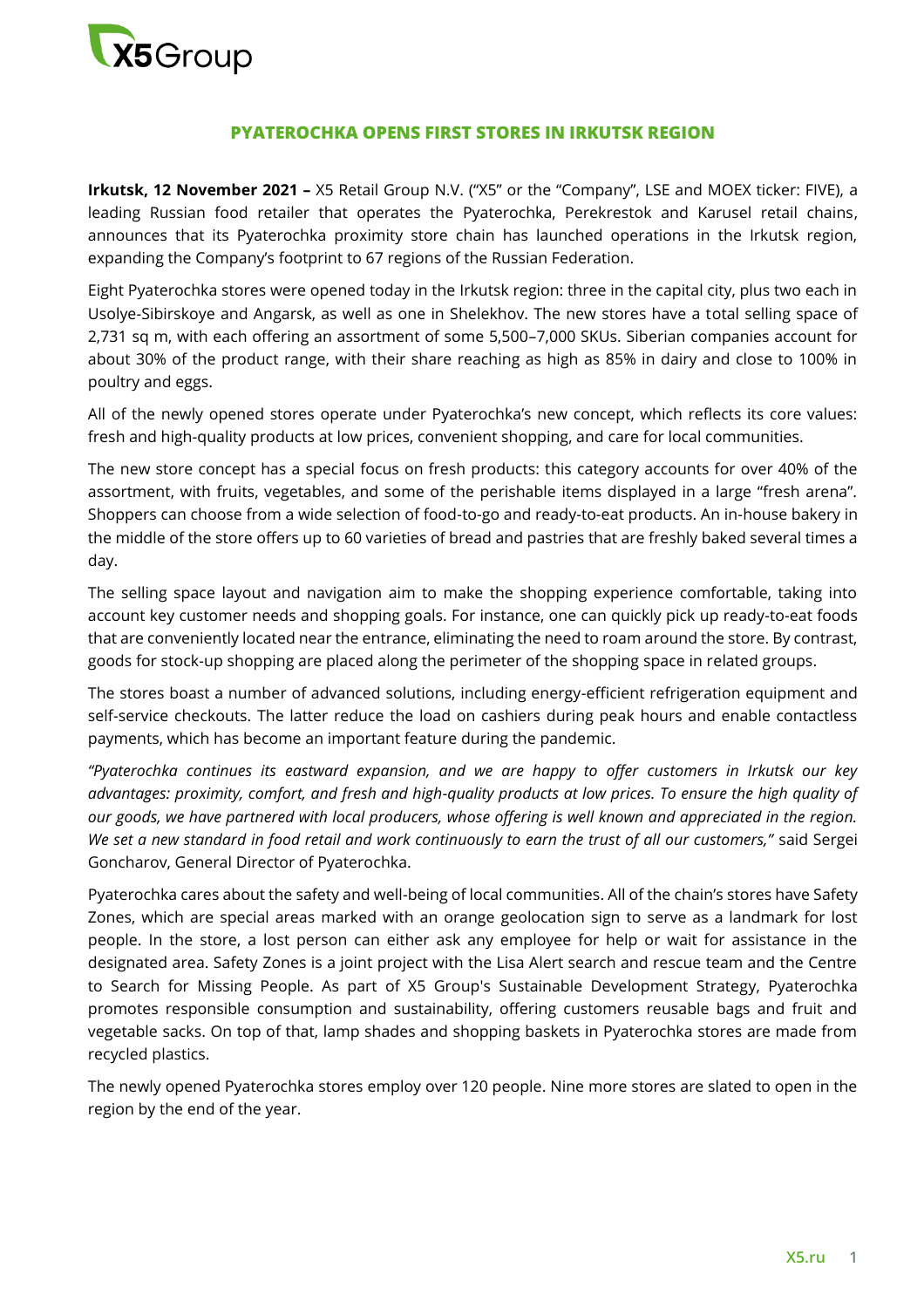# PYATEROCHKA OPENS FIRST STORES IN IRKUTSK REGION

**Irkutsk, 12 November 2021 –** X5 Retail Group N.V. ("X5" or the "Company", LSE and MOEX ticker: FIVE), a leading Russian food retailer that operates the Pyaterochka, Perekrestok and Karusel retail chains, announces that its Pyaterochka proximity store chain has launched operations in the Irkutsk region, expanding the Company's footprint to 67 regions of the Russian Federation.

Eight Pyaterochka stores were opened today in the Irkutsk region: three in the capital city, plus two each in Usolye-Sibirskoye and Angarsk, as well as one in Shelekhov. The new stores have a total selling space of 2,731 sq m, with each offering an assortment of some 5,500–7,000 SKUs. Siberian companies account for about 30% of the product range, with their share reaching as high as 85% in dairy and close to 100% in poultry and eggs.

All of the newly opened stores operate under Pyaterochka's new concept, which reflects its core values: fresh and high-quality products at low prices, convenient shopping, and care for local communities.

The new store concept has a special focus on fresh products: this category accounts for over 40% of the assortment, with fruits, vegetables, and some of the perishable items displayed in a large "fresh arena". Shoppers can choose from a wide selection of food-to-go and ready-to-eat products. An in-house bakery in the middle of the store offers up to 60 varieties of bread and pastries that are freshly baked several times a day.

The selling space layout and navigation aim to make the shopping experience comfortable, taking into account key customer needs and shopping goals. For instance, one can quickly pick up ready-to-eat foods that are conveniently located near the entrance, eliminating the need to roam around the store. By contrast, goods for stock-up shopping are placed along the perimeter of the shopping space in related groups.

The stores boast a number of advanced solutions, including energy-efficient refrigeration equipment and self-service checkouts. The latter reduce the load on cashiers during peak hours and enable contactless payments, which has become an important feature during the pandemic.

*"Pyaterochka continues its eastward expansion, and we are happy to offer customers in Irkutsk our key advantages: proximity, comfort, and fresh and high-quality products at low prices. To ensure the high quality of our goods, we have partnered with local producers, whose offering is well known and appreciated in the region. We set a new standard in food retail and work continuously to earn the trust of all our customers,"* said Sergei Goncharov, General Director of Pyaterochka.

Pyaterochka cares about the safety and well-being of local communities. All of the chain's stores have Safety Zones, which are special areas marked with an orange geolocation sign to serve as a landmark for lost people. In the store, a lost person can either ask any employee for help or wait for assistance in the designated area. Safety Zones is a joint project with the Lisa Alert search and rescue team and the Centre to Search for Missing People. As part of X5 Group's Sustainable Development Strategy, Pyaterochka promotes responsible consumption and sustainability, offering customers reusable bags and fruit and vegetable sacks. On top of that, lamp shades and shopping baskets in Pyaterochka stores are made from recycled plastics.

The newly opened Pyaterochka stores employ over 120 people. Nine more stores are slated to open in the region by the end of the year.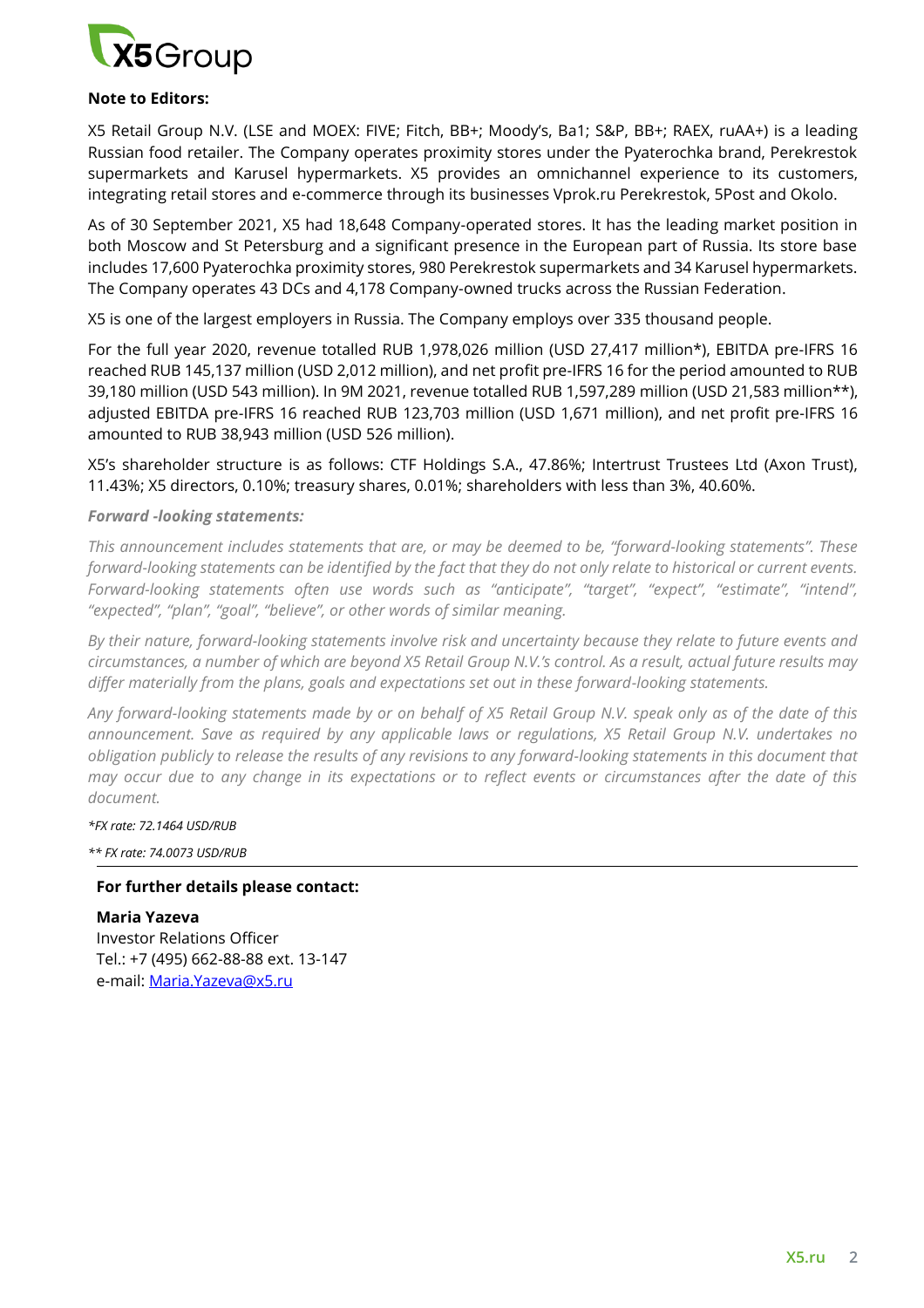**Note to Editors:**

X5 Retail Group N.V. (LSE and MOEX: FIVE; Fitch, BB+; Moody's, Ba1; S&P, BB+; RAEX, ruAA+) is a leading Russian food retailer. The Company operates proximity stores under the Pyaterochka brand, Perekrestok supermarkets and Karusel hypermarkets. X5 provides an omnichannel experience to its customers, integrating retail stores and e-commerce through its businesses Vprok.ru Perekrestok, 5Post and Okolo.

As of 30 September 2021, X5 had 18,648 Company-operated stores. It has the leading market position in both Moscow and St Petersburg and a significant presence in the European part of Russia. Its store base includes 17,600 Pyaterochka proximity stores, 980 Perekrestok supermarkets and 34 Karusel hypermarkets. The Company operates 43 DCs and 4,178 Company-owned trucks across the Russian Federation.

X5 is one of the largest employers in Russia. The Company employs over 335 thousand people.

For the full year 2020, revenue totalled RUB 1,978,026 million (USD 27,417 million*), EBITDA pre-IFRS 16 reached RUB 145,137 million (USD 2,012 million), and net profit pre-IFRS 16 for the period amounted to RUB 39,180 million (USD 543 million). In 9M 2021, revenue totalled RUB 1,597,289 million (USD 21,583 million**), adjusted EBITDA pre-IFRS 16 reached RUB 123,703 million (USD 1,671 million), and net profit pre-IFRS 16 amounted to RUB 38,943 million (USD 526 million).

X5's shareholder structure is as follows: CTF Holdings S.A., 47.86%; Intertrust Trustees Ltd (Axon Trust), 11.43%; X5 directors, 0.10%; treasury shares, 0.01%; shareholders with less than 3%, 40.60%.

***Forward -looking statements:***

*This announcement includes statements that are, or may be deemed to be, "forward-looking statements". These forward-looking statements can be identified by the fact that they do not only relate to historical or current events. Forward-looking statements often use words such as "anticipate", "target", "expect", "estimate", "intend", "expected", "plan", "goal", "believe", or other words of similar meaning.*

*By their nature, forward-looking statements involve risk and uncertainty because they relate to future events and circumstances, a number of which are beyond X5 Retail Group N.V.'s control. As a result, actual future results may differ materially from the plans, goals and expectations set out in these forward-looking statements.*

*Any forward-looking statements made by or on behalf of X5 Retail Group N.V. speak only as of the date of this announcement. Save as required by any applicable laws or regulations, X5 Retail Group N.V. undertakes no obligation publicly to release the results of any revisions to any forward-looking statements in this document that may occur due to any change in its expectations or to reflect events or circumstances after the date of this document.*

*\*FX rate: 72.1464 USD/RUB*

*\*\* FX rate: 74.0073 USD/RUB*

---

**For further details please contact:**

**Maria Yazeva**
Investor Relations Officer
Tel.: +7 (495) 662-88-88 ext. 13-147
e-mail: Maria.Yazeva@x5.ru